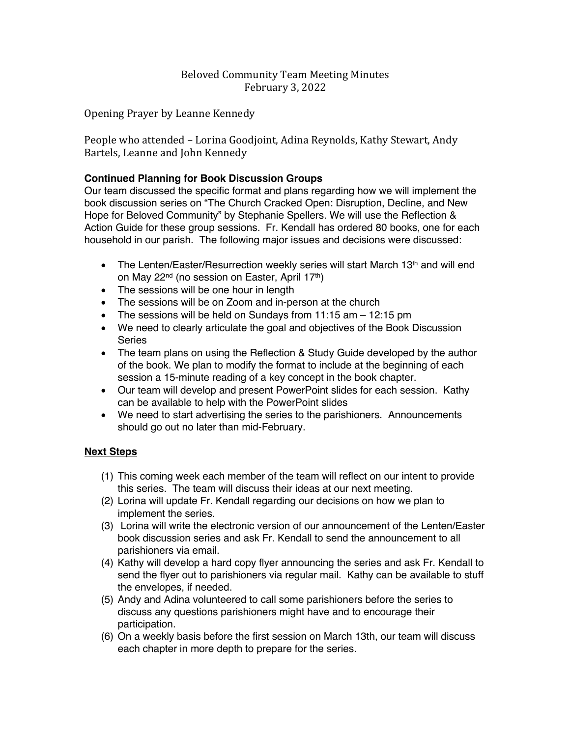# Beloved Community Team Meeting Minutes
February 3, 2022

Opening Prayer by Leanne Kennedy

People who attended – Lorina Goodjoint, Adina Reynolds, Kathy Stewart, Andy Bartels, Leanne and John Kennedy

## Continued Planning for Book Discussion Groups

Our team discussed the specific format and plans regarding how we will implement the book discussion series on "The Church Cracked Open: Disruption, Decline, and New Hope for Beloved Community" by Stephanie Spellers. We will use the Reflection & Action Guide for these group sessions. Fr. Kendall has ordered 80 books, one for each household in our parish. The following major issues and decisions were discussed:

- The Lenten/Easter/Resurrection weekly series will start March 13th and will end on May 22nd (no session on Easter, April 17th)
- The sessions will be one hour in length
- The sessions will be on Zoom and in-person at the church
- The sessions will be held on Sundays from 11:15 am – 12:15 pm
- We need to clearly articulate the goal and objectives of the Book Discussion Series
- The team plans on using the Reflection & Study Guide developed by the author of the book. We plan to modify the format to include at the beginning of each session a 15-minute reading of a key concept in the book chapter.
- Our team will develop and present PowerPoint slides for each session. Kathy can be available to help with the PowerPoint slides
- We need to start advertising the series to the parishioners. Announcements should go out no later than mid-February.

## Next Steps

(1) This coming week each member of the team will reflect on our intent to provide this series. The team will discuss their ideas at our next meeting.

(2) Lorina will update Fr. Kendall regarding our decisions on how we plan to implement the series.

(3) Lorina will write the electronic version of our announcement of the Lenten/Easter book discussion series and ask Fr. Kendall to send the announcement to all parishioners via email.

(4) Kathy will develop a hard copy flyer announcing the series and ask Fr. Kendall to send the flyer out to parishioners via regular mail. Kathy can be available to stuff the envelopes, if needed.

(5) Andy and Adina volunteered to call some parishioners before the series to discuss any questions parishioners might have and to encourage their participation.

(6) On a weekly basis before the first session on March 13th, our team will discuss each chapter in more depth to prepare for the series.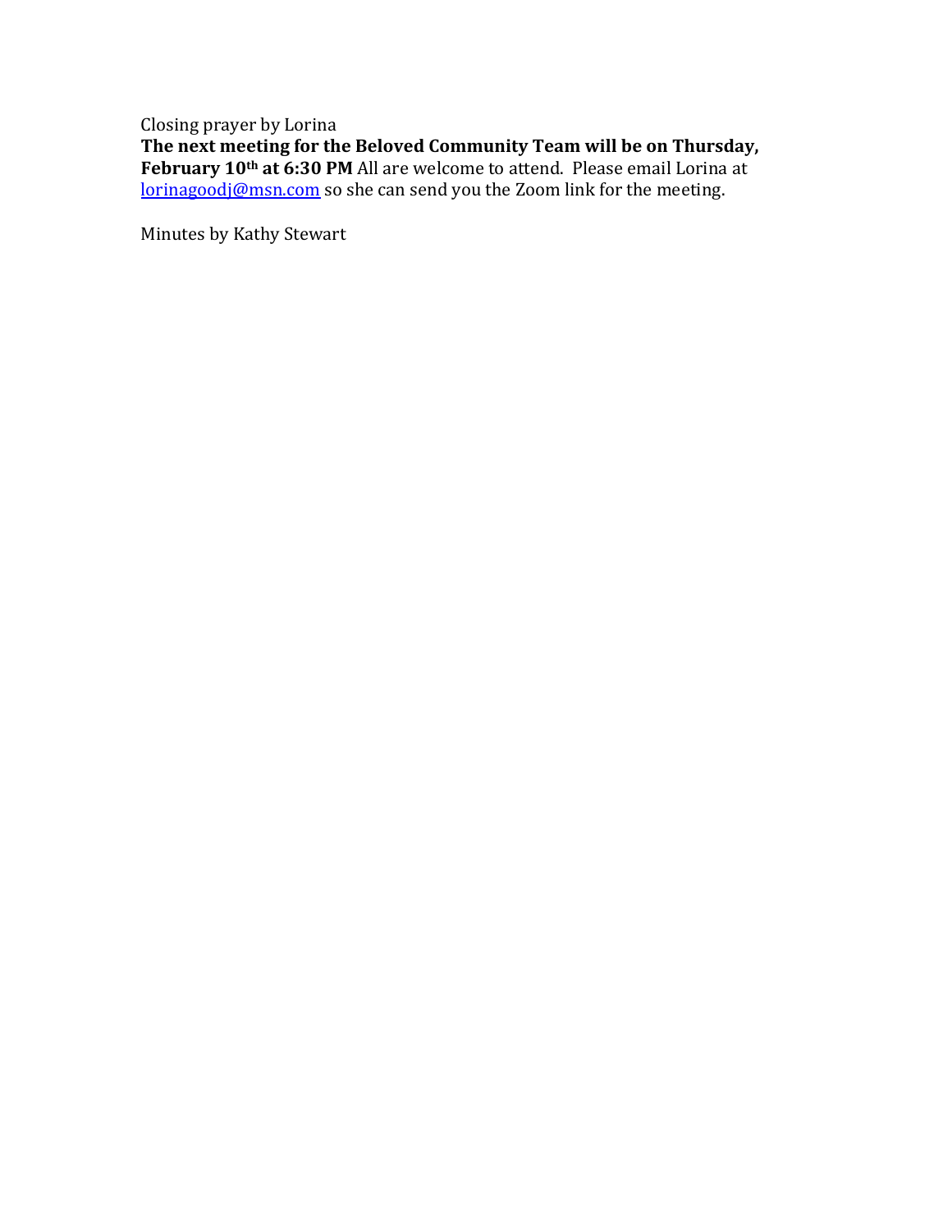Closing prayer by Lorina
**The next meeting for the Beloved Community Team will be on Thursday, February 10th at 6:30 PM** All are welcome to attend. Please email Lorina at [lorinagoodj@msn.com](mailto:lorinagoodj@msn.com) so she can send you the Zoom link for the meeting.

Minutes by Kathy Stewart